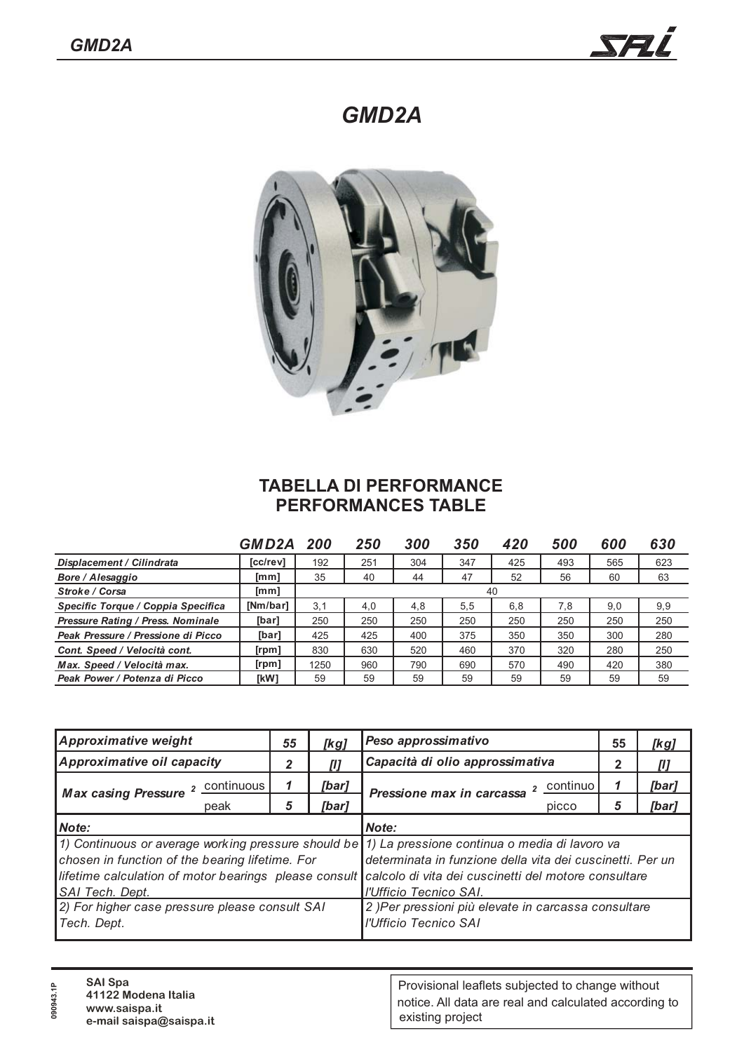# GMD2A

## TABELLA DI PERFORMANCE
## PERFORMANCES TABLE

| | GMD2A | 200 | 250 | 300 | 350 | 420 | 500 | 600 | 630 |
|---|---|---|---|---|---|---|---|---|---|
| *Displacement / Cilindrata* | [cc/rev] | 192 | 251 | 304 | 347 | 425 | 493 | 565 | 623 |
| *Bore / Alesaggio* | [mm] | 35 | 40 | 44 | 47 | 52 | 56 | 60 | 63 |
| *Stroke / Corsa* | [mm] | 40 | | | | | | | |
| *Specific Torque / Coppia Specifica* | [Nm/bar] | 3,1 | 4,0 | 4,8 | 5,5 | 6,8 | 7,8 | 9,0 | 9,9 |
| *Pressure Rating / Press. Nominale* | [bar] | 250 | 250 | 250 | 250 | 250 | 250 | 250 | 250 |
| *Peak Pressure / Pressione di Picco* | [bar] | 425 | 425 | 400 | 375 | 350 | 350 | 300 | 280 |
| *Cont. Speed / Velocità cont.* | [rpm] | 830 | 630 | 520 | 460 | 370 | 320 | 280 | 250 |
| *Max. Speed / Velocità max.* | [rpm] | 1250 | 960 | 790 | 690 | 570 | 490 | 420 | 380 |
| *Peak Power / Potenza di Picco* | [kW] | 59 | 59 | 59 | 59 | 59 | 59 | 59 | 59 |

| *Approximative weight* | | 55 | *[kg]* | *Peso approssimativo* | | 55 | *[kg]* |
|---|---|---|---|---|---|---|---|
| *Approximative oil capacity* | | 2 | *[l]* | *Capacità di olio approssimativa* | | 2 | *[l]* |
| *Max casing Pressure* [2] | continuous | 1 | *[bar]* | *Pressione max in carcassa* [2] | continuo | 1 | *[bar]* |
| | peak | 5 | *[bar]* | | picco | 5 | *[bar]* |

**Note:**

*1) Continuous or average working pressure should be chosen in function of the bearing lifetime. For lifetime calculation of motor bearings please consult SAI Tech. Dept.*

*2) For higher case pressure please consult SAI Tech. Dept.*

**Note:**

*1) La pressione continua o media di lavoro va determinata in funzione della vita dei cuscinetti. Per un calcolo di vita dei cuscinetti del motore consultare l'Ufficio Tecnico SAI.*

*2 )Per pressioni più elevate in carcassa consultare l'Ufficio Tecnico SAI*

**SAI Spa**
**41122 Modena Italia**
**www.saispa.it**
**e-mail saispa@saispa.it**

090943.1P

Provisional leaflets subjected to change without notice. All data are real and calculated according to existing project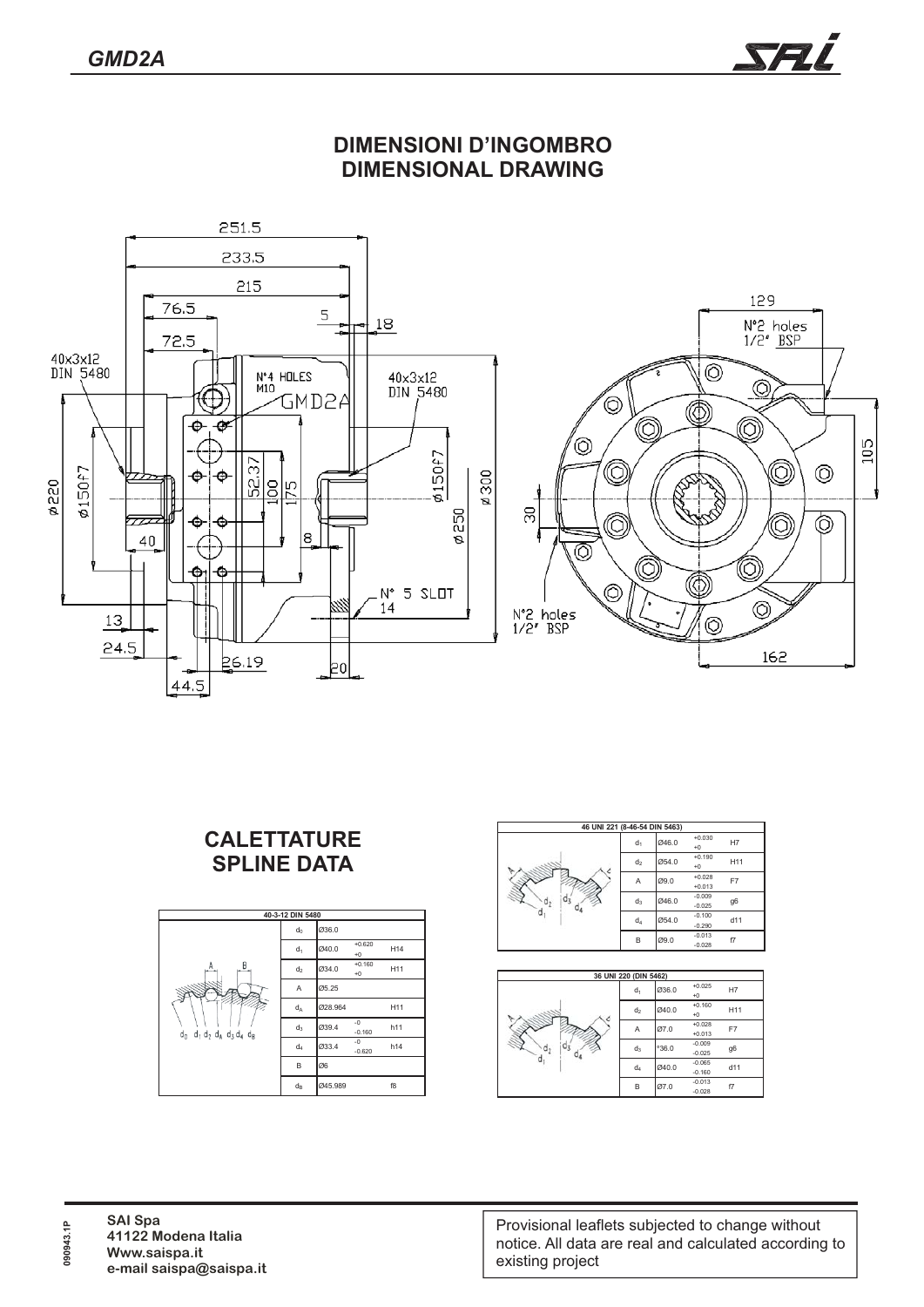# DIMENSIONI D'INGOMBRO
# DIMENSIONAL DRAWING

251.5
233.5
215
76.5
72.5
5
18
40x3x12
DIN 5480
N°4 HOLES
M10
GMD2A
40x3x12
DIN 5480
Ø220
Ø150f7
52.37
100
175
Ø150f7
Ø250
Ø300
8
40
N° 5 SLOT
14
13
24.5
26.19
44.5
20
129
N°2 holes
1/2" BSP
105
30
N°2 holes
1/2" BSP
162

# CALETTATURE
# SPLINE DATA

| 40-3-12 DIN 5480 | | | | |
|---|---|---|---|---|
| | $d_0$ | Ø36.0 | | |
| | $d_1$ | Ø40.0 | +0.620 / +0 | H14 |
| | $d_2$ | Ø34.0 | +0.160 / +0 | H11 |
| | A | Ø5.25 | | |
| | $d_A$ | Ø28.964 | | H11 |
| | $d_3$ | Ø39.4 | -0 / -0.160 | h11 |
| | $d_4$ | Ø33.4 | -0 / -0.620 | h14 |
| | B | Ø6 | | |
| | $d_B$ | Ø45.989 | | f8 |

| 46 UNI 221 (8-46-54 DIN 5463) | | | | |
|---|---|---|---|---|
| | $d_1$ | Ø46.0 | +0.030 / +0 | H7 |
| | $d_2$ | Ø54.0 | +0.190 / +0 | H11 |
| | A | Ø9.0 | +0.028 / +0.013 | F7 |
| | $d_3$ | Ø46.0 | -0.009 / -0.025 | g6 |
| | $d_4$ | Ø54.0 | -0.100 / -0.290 | d11 |
| | B | Ø9.0 | -0.013 / -0.028 | f7 |

| 36 UNI 220 (DIN 5462) | | | | |
|---|---|---|---|---|
| | $d_1$ | Ø36.0 | +0.025 / +0 | H7 |
| | $d_2$ | Ø40.0 | +0.160 / +0 | H11 |
| | A | Ø7.0 | +0.028 / +0.013 | F7 |
| | $d_3$ | °36.0 | -0.009 / -0.025 | g6 |
| | $d_4$ | Ø40.0 | -0.065 / -0.160 | d11 |
| | B | Ø7.0 | -0.013 / -0.028 | f7 |

090943.1P

**SAI Spa**
**41122 Modena Italia**
**Www.saispa.it**
**e-mail saispa@saispa.it**

Provisional leaflets subjected to change without notice. All data are real and calculated according to existing project